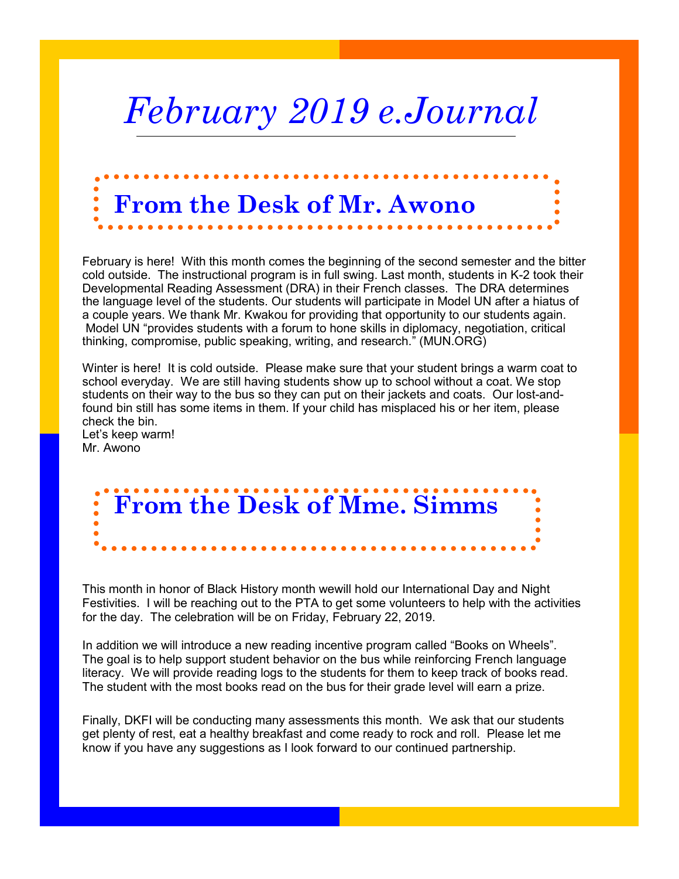# *February 2019 e.Journal*

## From the Desk of Mr. Awono

February is here!  With this month comes the beginning of the second semester and the bitter cold outside.  The instructional program is in full swing. Last month, students in K-2 took their Developmental Reading Assessment (DRA) in their French classes.  The DRA determines the language level of the students. Our students will participate in Model UN after a hiatus of a couple years. We thank Mr. Kwakou for providing that opportunity to our students again.  Model UN "provides students with a forum to hone skills in diplomacy, negotiation, critical thinking, compromise, public speaking, writing, and research." (MUN.ORG)

Winter is here!  It is cold outside.  Please make sure that your student brings a warm coat to school everyday.  We are still having students show up to school without a coat. We stop students on their way to the bus so they can put on their jackets and coats.  Our lost-and-found bin still has some items in them. If your child has misplaced his or her item, please check the bin.

Let's keep warm!

Mr. Awono

## From the Desk of Mme. Simms

This month in honor of Black History month wewill hold our International Day and Night Festivities.  I will be reaching out to the PTA to get some volunteers to help with the activities for the day.  The celebration will be on Friday, February 22, 2019.

In addition we will introduce a new reading incentive program called "Books on Wheels". The goal is to help support student behavior on the bus while reinforcing French language literacy.  We will provide reading logs to the students for them to keep track of books read. The student with the most books read on the bus for their grade level will earn a prize.

Finally, DKFI will be conducting many assessments this month.  We ask that our students get plenty of rest, eat a healthy breakfast and come ready to rock and roll.  Please let me know if you have any suggestions as I look forward to our continued partnership.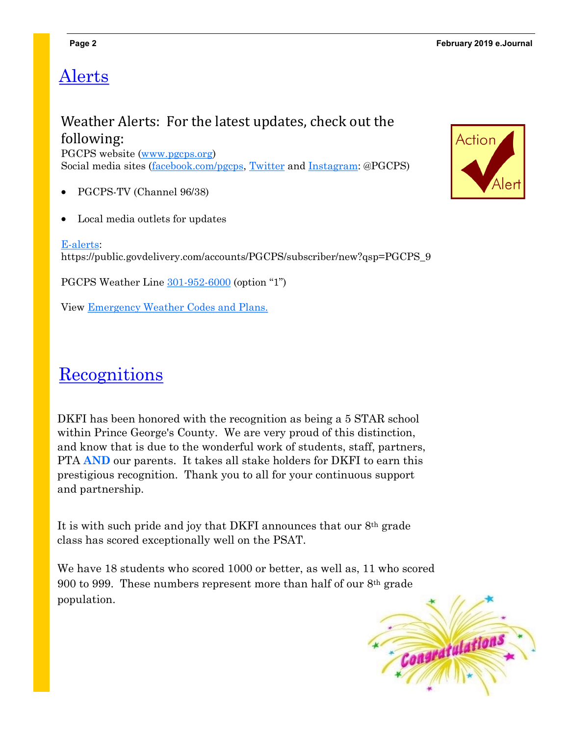# Alerts

## Weather Alerts: For the latest updates, check out the following:

PGCPS website (www.pgcps.org)
Social media sites (facebook.com/pgcps, Twitter and Instagram: @PGCPS)

- PGCPS-TV (Channel 96/38)
- Local media outlets for updates

E-alerts:
https://public.govdelivery.com/accounts/PGCPS/subscriber/new?qsp=PGCPS_9

PGCPS Weather Line 301-952-6000 (option "1")

View Emergency Weather Codes and Plans.

# Recognitions

DKFI has been honored with the recognition as being a 5 STAR school within Prince George's County. We are very proud of this distinction, and know that is due to the wonderful work of students, staff, partners, PTA **AND** our parents. It takes all stake holders for DKFI to earn this prestigious recognition. Thank you to all for your continuous support and partnership.

It is with such pride and joy that DKFI announces that our 8th grade class has scored exceptionally well on the PSAT.

We have 18 students who scored 1000 or better, as well as, 11 who scored 900 to 999. These numbers represent more than half of our 8th grade population.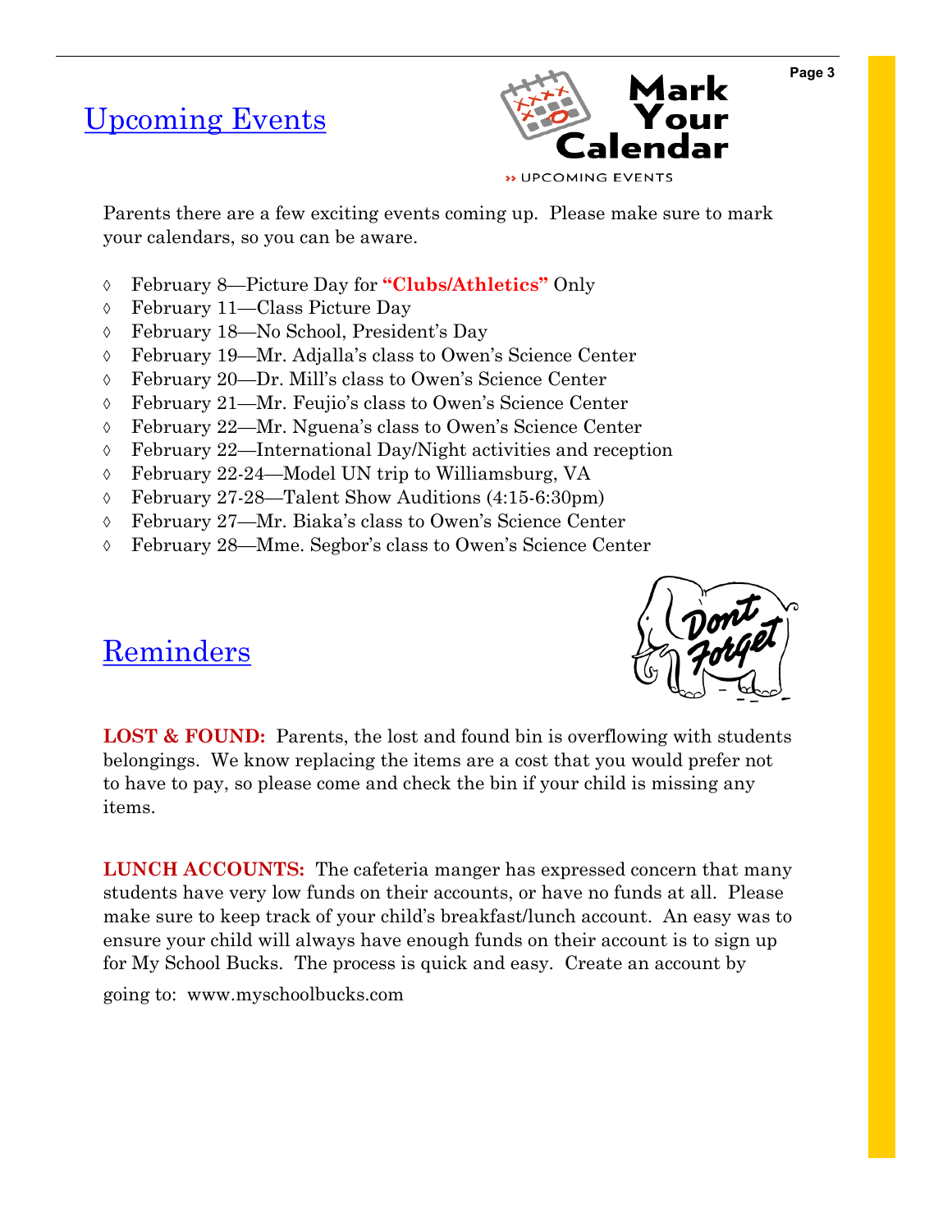## Upcoming Events

**Mark Your Calendar**

» UPCOMING EVENTS

Parents there are a few exciting events coming up. Please make sure to mark your calendars, so you can be aware.

- February 8—Picture Day for **"Clubs/Athletics"** Only
- February 11—Class Picture Day
- February 18—No School, President's Day
- February 19—Mr. Adjalla's class to Owen's Science Center
- February 20—Dr. Mill's class to Owen's Science Center
- February 21—Mr. Feujio's class to Owen's Science Center
- February 22—Mr. Nguena's class to Owen's Science Center
- February 22—International Day/Night activities and reception
- February 22-24—Model UN trip to Williamsburg, VA
- February 27-28—Talent Show Auditions (4:15-6:30pm)
- February 27—Mr. Biaka's class to Owen's Science Center
- February 28—Mme. Segbor's class to Owen's Science Center

## Reminders

Dont Forget

**LOST & FOUND:** Parents, the lost and found bin is overflowing with students belongings. We know replacing the items are a cost that you would prefer not to have to pay, so please come and check the bin if your child is missing any items.

**LUNCH ACCOUNTS:** The cafeteria manger has expressed concern that many students have very low funds on their accounts, or have no funds at all. Please make sure to keep track of your child's breakfast/lunch account. An easy was to ensure your child will always have enough funds on their account is to sign up for My School Bucks. The process is quick and easy. Create an account by going to: www.myschoolbucks.com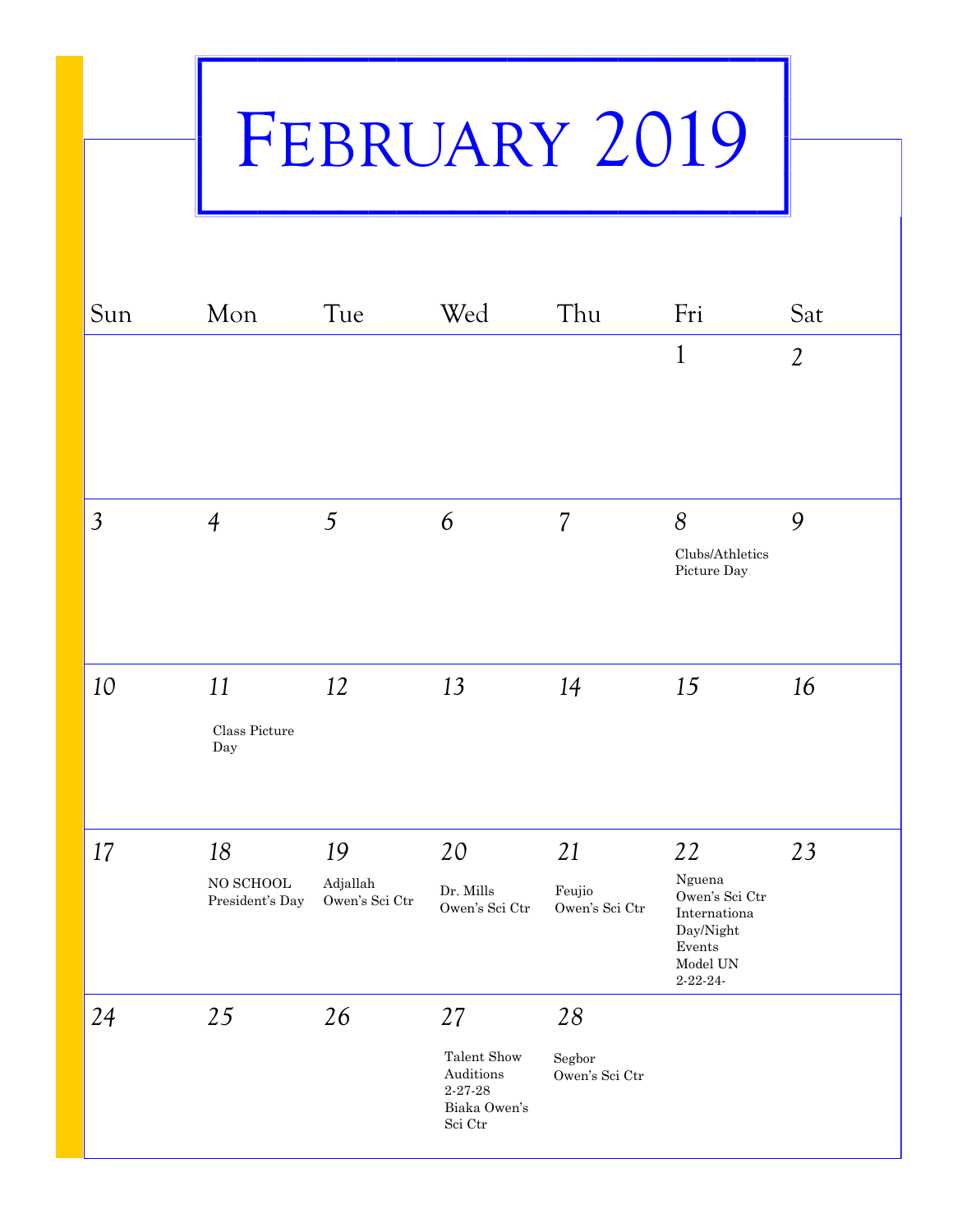# February 2019

| Sun | Mon | Tue | Wed | Thu | Fri | Sat |
|---|---|---|---|---|---|---|
| | | | | | 1 | 2 |
| 3 | 4 | 5 | 6 | 7 | 8<br>Clubs/Athletics Picture Day | 9 |
| 10 | 11<br>Class Picture Day | 12 | 13 | 14 | 15 | 16 |
| 17 | 18<br>NO SCHOOL President's Day | 19<br>Adjallah Owen's Sci Ctr | 20<br>Dr. Mills Owen's Sci Ctr | 21<br>Feujio Owen's Sci Ctr | 22<br>Nguena Owen's Sci Ctr Internationa Day/Night Events Model UN 2-22-24- | 23 |
| 24 | 25 | 26 | 27<br>Talent Show Auditions 2-27-28 Biaka Owen's Sci Ctr | 28<br>Segbor Owen's Sci Ctr | | |